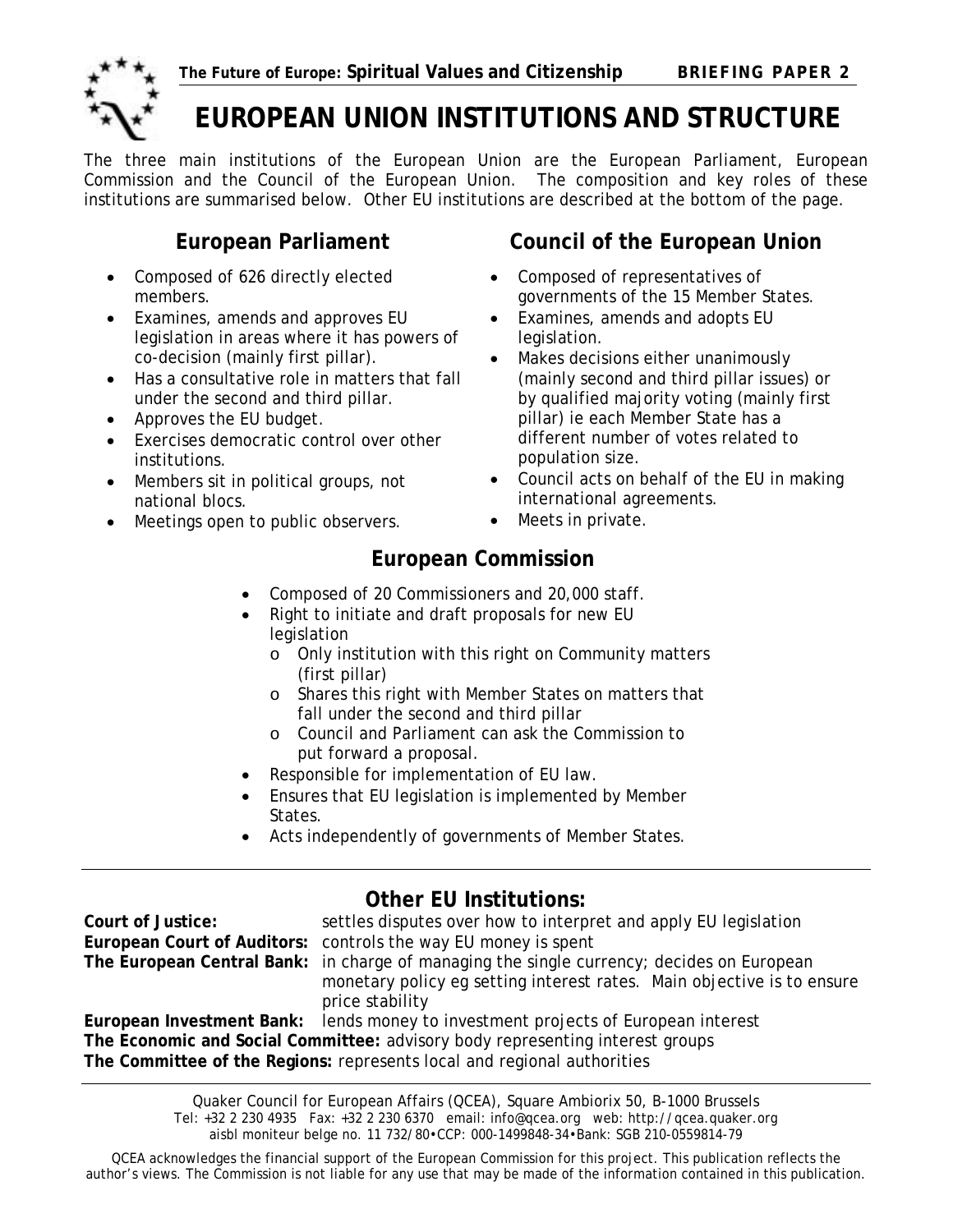The Future of Europe: **Spiritual Values and Citizenship** **BRIEFING PAPER 2**

# EUROPEAN UNION INSTITUTIONS AND STRUCTURE

The three main institutions of the European Union are the European Parliament, European Commission and the Council of the European Union. The composition and key roles of these institutions are summarised below. Other EU institutions are described at the bottom of the page.

## European Parliament

- Composed of 626 directly elected members.
- Examines, amends and approves EU legislation in areas where it has powers of co-decision (mainly first pillar).
- Has a consultative role in matters that fall under the second and third pillar.
- Approves the EU budget.
- Exercises democratic control over other institutions.
- Members sit in political groups, not national blocs.
- Meetings open to public observers.

## Council of the European Union

- Composed of representatives of governments of the 15 Member States.
- Examines, amends and adopts EU legislation.
- Makes decisions either unanimously (mainly second and third pillar issues) or by qualified majority voting (mainly first pillar) ie each Member State has a different number of votes related to population size.
- Council acts on behalf of the EU in making international agreements.
- Meets in private.

## European Commission

- Composed of 20 Commissioners and 20,000 staff.
- Right to initiate and draft proposals for new EU legislation
  - Only institution with this right on Community matters (first pillar)
  - Shares this right with Member States on matters that fall under the second and third pillar
  - Council and Parliament can ask the Commission to put forward a proposal.
- Responsible for implementation of EU law.
- Ensures that EU legislation is implemented by Member States.
- Acts independently of governments of Member States.

## Other EU Institutions:

**Court of Justice:** settles disputes over how to interpret and apply EU legislation
**European Court of Auditors:** controls the way EU money is spent
**The European Central Bank:** in charge of managing the single currency; decides on European monetary policy eg setting interest rates. Main objective is to ensure price stability
**European Investment Bank:** lends money to investment projects of European interest
**The Economic and Social Committee:** advisory body representing interest groups
**The Committee of the Regions:** represents local and regional authorities

Quaker Council for European Affairs (QCEA), Square Ambiorix 50, B-1000 Brussels
Tel: +32 2 230 4935 Fax: +32 2 230 6370 email: info@qcea.org web: http://qcea.quaker.org
aisbl moniteur belge no. 11 732/80•CCP: 000-1499848-34•Bank: SGB 210-0559814-79

QCEA acknowledges the financial support of the European Commission for this project. This publication reflects the author's views. The Commission is not liable for any use that may be made of the information contained in this publication.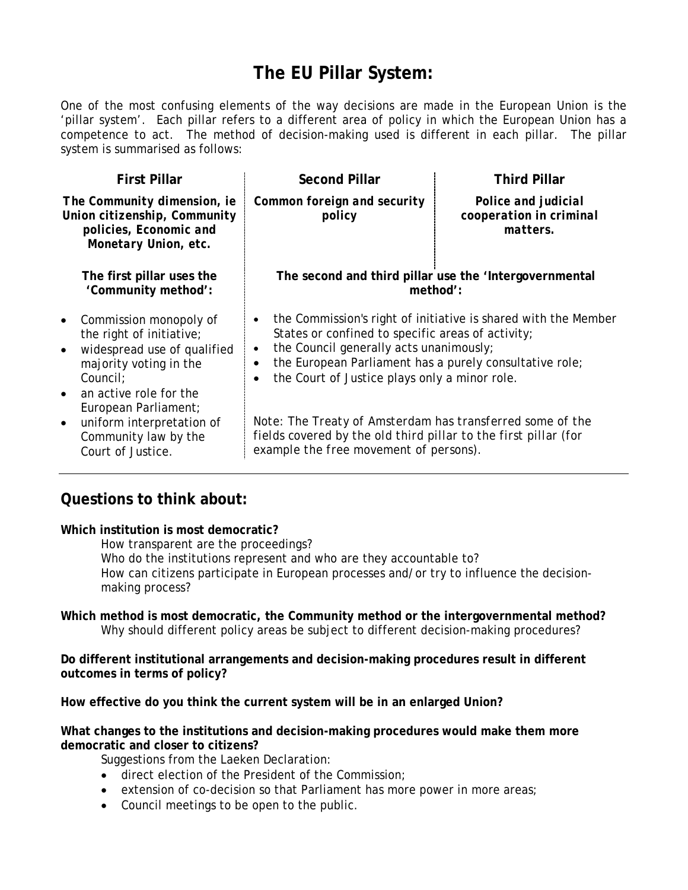# The EU Pillar System:

One of the most confusing elements of the way decisions are made in the European Union is the 'pillar system'. Each pillar refers to a different area of policy in which the European Union has a competence to act. The method of decision-making used is different in each pillar. The pillar system is summarised as follows:

| First Pillar | Second Pillar | Third Pillar |
|---|---|---|
| ***The Community dimension, ie Union citizenship, Community policies, Economic and Monetary Union, etc.*** | ***Common foreign and security policy*** | ***Police and judicial cooperation in criminal matters.*** |
| **The first pillar uses the 'Community method':** | **The second and third pillar use the 'Intergovernmental method':** | |
| • Commission monopoly of the right of initiative;<br>• widespread use of qualified majority voting in the Council;<br>• an active role for the European Parliament;<br>• uniform interpretation of Community law by the Court of Justice. | • the Commission's right of initiative is shared with the Member States or confined to specific areas of activity;<br>• the Council generally acts unanimously;<br>• the European Parliament has a purely consultative role;<br>• the Court of Justice plays only a minor role.<br><br>*Note: The Treaty of Amsterdam has transferred some of the fields covered by the old third pillar to the first pillar (for example the free movement of persons).* | |

## Questions to think about:

**Which institution is most democratic?**

How transparent are the proceedings?
Who do the institutions represent and who are they accountable to?
How can citizens participate in European processes and/or try to influence the decision-making process?

**Which method is most democratic, the Community method or the intergovernmental method?**

Why should different policy areas be subject to different decision-making procedures?

**Do different institutional arrangements and decision-making procedures result in different outcomes in terms of policy?**

**How effective do you think the current system will be in an enlarged Union?**

**What changes to the institutions and decision-making procedures would make them more democratic and closer to citizens?**

Suggestions from the Laeken Declaration:

- direct election of the President of the Commission;
- extension of co-decision so that Parliament has more power in more areas;
- Council meetings to be open to the public.